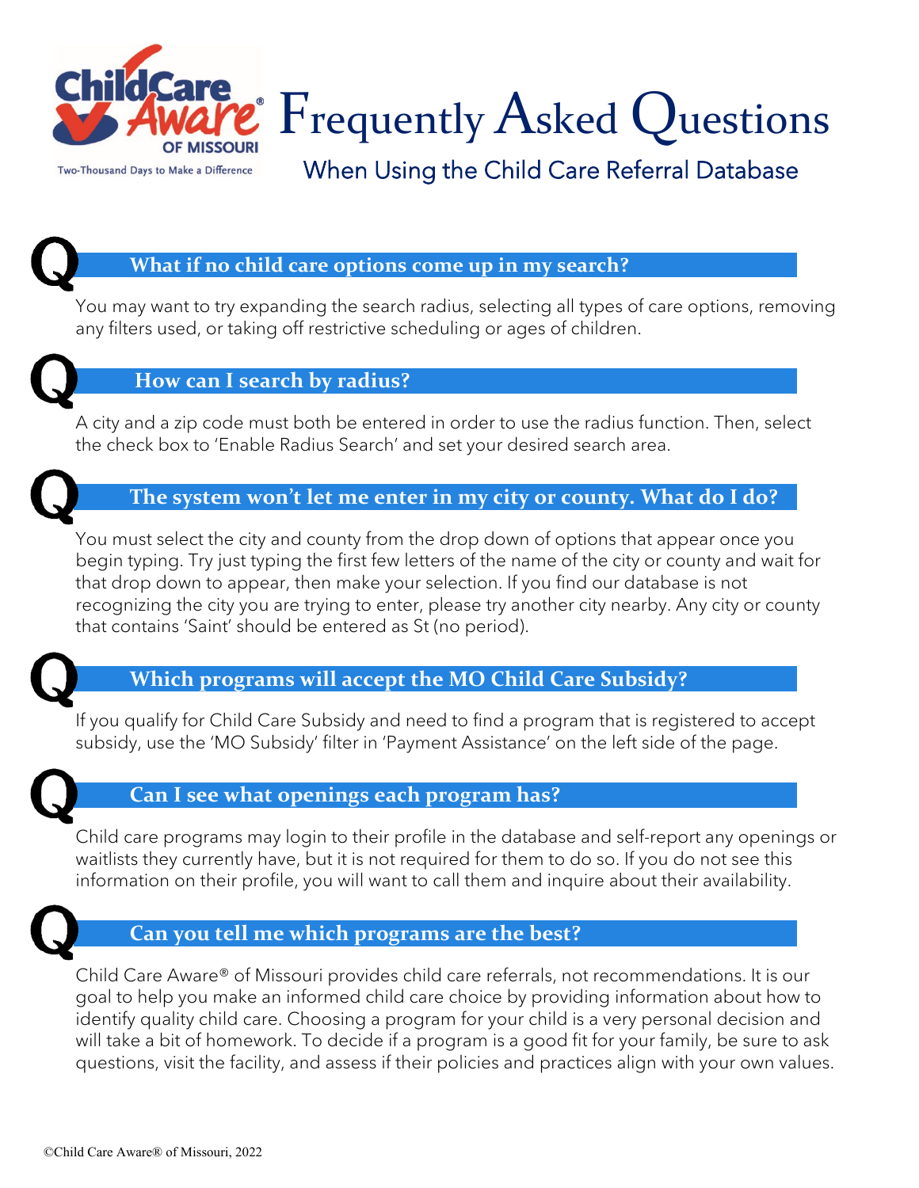Child Care Aware® OF MISSOURI

Two-Thousand Days to Make a Difference

# Frequently Asked Questions

## When Using the Child Care Referral Database

### Q What if no child care options come up in my search?

You may want to try expanding the search radius, selecting all types of care options, removing any filters used, or taking off restrictive scheduling or ages of children.

### Q How can I search by radius?

A city and a zip code must both be entered in order to use the radius function. Then, select the check box to 'Enable Radius Search' and set your desired search area.

### Q The system won't let me enter in my city or county. What do I do?

You must select the city and county from the drop down of options that appear once you begin typing. Try just typing the first few letters of the name of the city or county and wait for that drop down to appear, then make your selection. If you find our database is not recognizing the city you are trying to enter, please try another city nearby. Any city or county that contains 'Saint' should be entered as St (no period).

### Q Which programs will accept the MO Child Care Subsidy?

If you qualify for Child Care Subsidy and need to find a program that is registered to accept subsidy, use the 'MO Subsidy' filter in 'Payment Assistance' on the left side of the page.

### Q Can I see what openings each program has?

Child care programs may login to their profile in the database and self-report any openings or waitlists they currently have, but it is not required for them to do so. If you do not see this information on their profile, you will want to call them and inquire about their availability.

### Q Can you tell me which programs are the best?

Child Care Aware® of Missouri provides child care referrals, not recommendations. It is our goal to help you make an informed child care choice by providing information about how to identify quality child care. Choosing a program for your child is a very personal decision and will take a bit of homework. To decide if a program is a good fit for your family, be sure to ask questions, visit the facility, and assess if their policies and practices align with your own values.

©Child Care Aware® of Missouri, 2022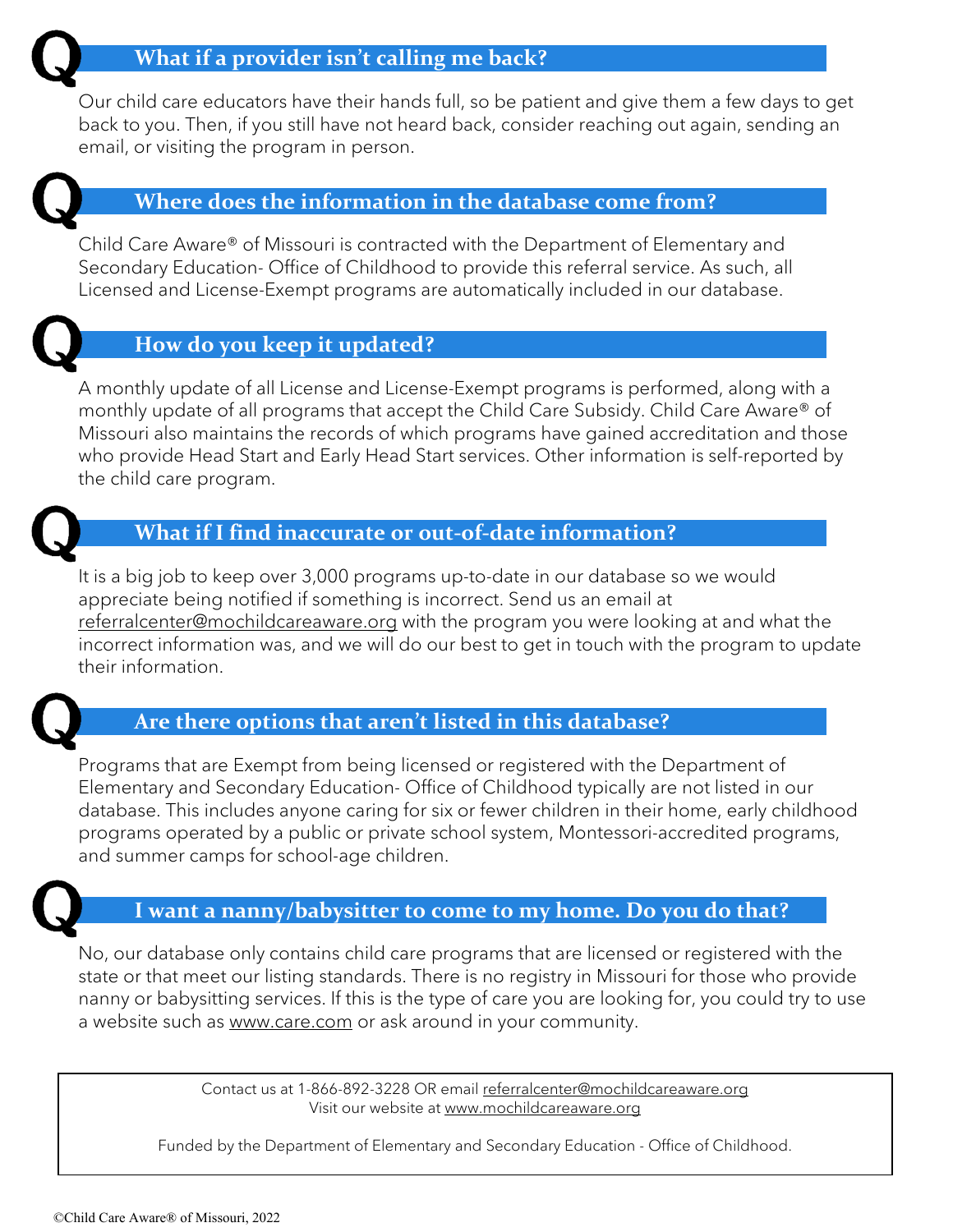## What if a provider isn't calling me back?

Our child care educators have their hands full, so be patient and give them a few days to get back to you. Then, if you still have not heard back, consider reaching out again, sending an email, or visiting the program in person.

## Where does the information in the database come from?

Child Care Aware® of Missouri is contracted with the Department of Elementary and Secondary Education- Office of Childhood to provide this referral service. As such, all Licensed and License-Exempt programs are automatically included in our database.

## How do you keep it updated?

A monthly update of all License and License-Exempt programs is performed, along with a monthly update of all programs that accept the Child Care Subsidy. Child Care Aware® of Missouri also maintains the records of which programs have gained accreditation and those who provide Head Start and Early Head Start services. Other information is self-reported by the child care program.

## What if I find inaccurate or out-of-date information?

It is a big job to keep over 3,000 programs up-to-date in our database so we would appreciate being notified if something is incorrect. Send us an email at referralcenter@mochildcareaware.org with the program you were looking at and what the incorrect information was, and we will do our best to get in touch with the program to update their information.

## Are there options that aren't listed in this database?

Programs that are Exempt from being licensed or registered with the Department of Elementary and Secondary Education- Office of Childhood typically are not listed in our database. This includes anyone caring for six or fewer children in their home, early childhood programs operated by a public or private school system, Montessori-accredited programs, and summer camps for school-age children.

## I want a nanny/babysitter to come to my home. Do you do that?

No, our database only contains child care programs that are licensed or registered with the state or that meet our listing standards. There is no registry in Missouri for those who provide nanny or babysitting services. If this is the type of care you are looking for, you could try to use a website such as www.care.com or ask around in your community.

Contact us at 1-866-892-3228 OR email referralcenter@mochildcareaware.org
Visit our website at www.mochildcareaware.org

Funded by the Department of Elementary and Secondary Education - Office of Childhood.

©Child Care Aware® of Missouri, 2022